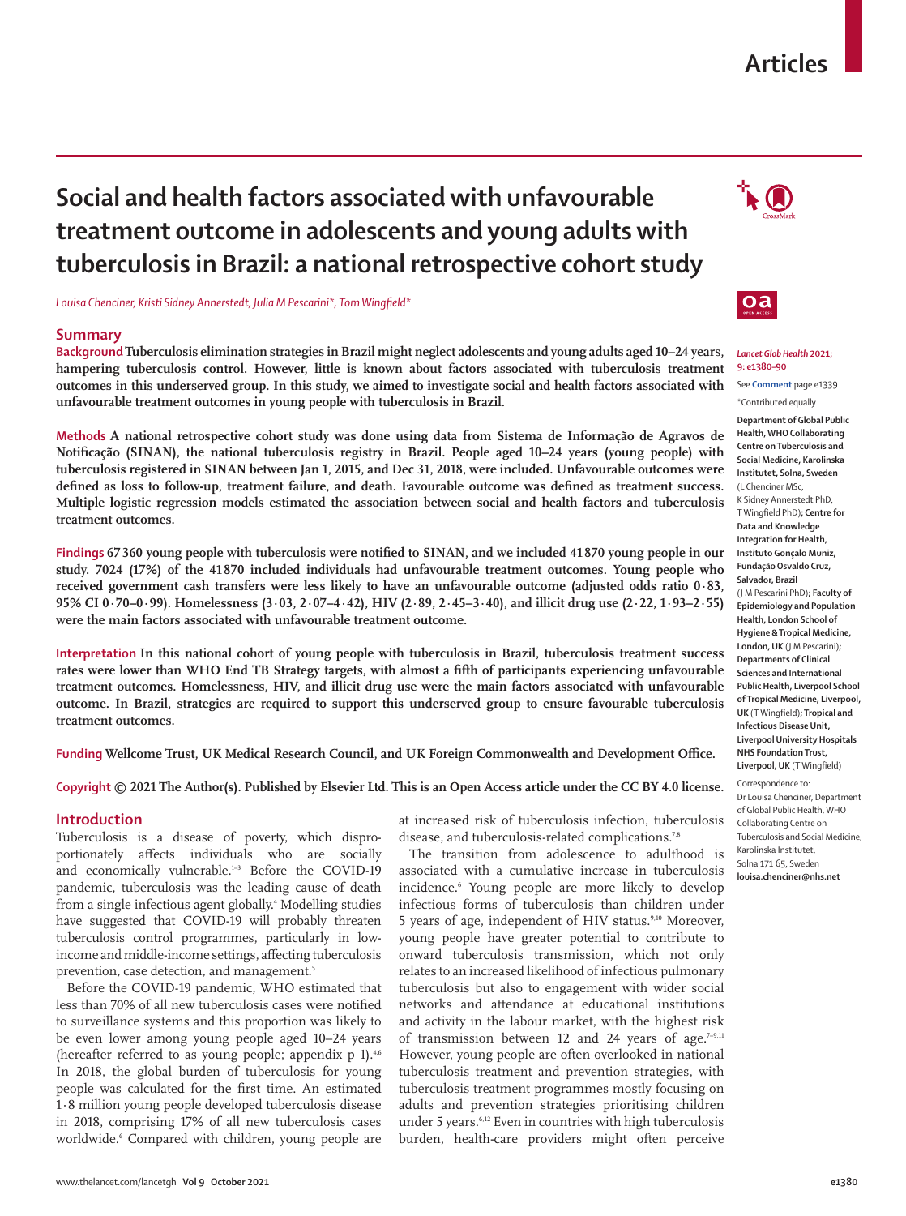# Social and health factors associated with unfavourable treatment outcome in adolescents and young adults with tuberculosis in Brazil: a national retrospective cohort study

*Louisa Chenciner, Kristi Sidney Annerstedt, Julia M Pescarini\*, Tom Wingfield\**

## Summary

**Background** Tuberculosis elimination strategies in Brazil might neglect adolescents and young adults aged 10–24 years, hampering tuberculosis control. However, little is known about factors associated with tuberculosis treatment outcomes in this underserved group. In this study, we aimed to investigate social and health factors associated with unfavourable treatment outcomes in young people with tuberculosis in Brazil.

**Methods** A national retrospective cohort study was done using data from Sistema de Informação de Agravos de Notificação (SINAN), the national tuberculosis registry in Brazil. People aged 10–24 years (young people) with tuberculosis registered in SINAN between Jan 1, 2015, and Dec 31, 2018, were included. Unfavourable outcomes were defined as loss to follow-up, treatment failure, and death. Favourable outcome was defined as treatment success. Multiple logistic regression models estimated the association between social and health factors and tuberculosis treatment outcomes.

**Findings** 67 360 young people with tuberculosis were notified to SINAN, and we included 41 870 young people in our study. 7024 (17%) of the 41 870 included individuals had unfavourable treatment outcomes. Young people who received government cash transfers were less likely to have an unfavourable outcome (adjusted odds ratio 0·83, 95% CI 0·70–0·99). Homelessness (3·03, 2·07–4·42), HIV (2·89, 2·45–3·40), and illicit drug use (2·22, 1·93–2·55) were the main factors associated with unfavourable treatment outcome.

**Interpretation** In this national cohort of young people with tuberculosis in Brazil, tuberculosis treatment success rates were lower than WHO End TB Strategy targets, with almost a fifth of participants experiencing unfavourable treatment outcomes. Homelessness, HIV, and illicit drug use were the main factors associated with unfavourable outcome. In Brazil, strategies are required to support this underserved group to ensure favourable tuberculosis treatment outcomes.

**Funding** Wellcome Trust, UK Medical Research Council, and UK Foreign Commonwealth and Development Office.

**Copyright** © 2021 The Author(s). Published by Elsevier Ltd. This is an Open Access article under the CC BY 4.0 license.

*Lancet Glob Health* 2021; 9: e1380–90

See **Comment** page e1339

\*Contributed equally

**Department of Global Public Health, WHO Collaborating Centre on Tuberculosis and Social Medicine, Karolinska Institutet, Solna, Sweden** (L Chenciner MSc, K Sidney Annerstedt PhD, T Wingfield PhD)**; Centre for Data and Knowledge Integration for Health, Instituto Gonçalo Muniz, Fundação Osvaldo Cruz, Salvador, Brazil** (J M Pescarini PhD)**; Faculty of Epidemiology and Population Health, London School of Hygiene & Tropical Medicine, London, UK** (J M Pescarini)**; Departments of Clinical Sciences and International Public Health, Liverpool School of Tropical Medicine, Liverpool, UK** (T Wingfield)**; Tropical and Infectious Disease Unit, Liverpool University Hospitals NHS Foundation Trust, Liverpool, UK** (T Wingfield)

Correspondence to: Dr Louisa Chenciner, Department of Global Public Health, WHO Collaborating Centre on Tuberculosis and Social Medicine, Karolinska Institutet, Solna 171 65, Sweden **louisa.chenciner@nhs.net**

## Introduction

Tuberculosis is a disease of poverty, which disproportionately affects individuals who are socially and economically vulnerable.[1–3] Before the COVID-19 pandemic, tuberculosis was the leading cause of death from a single infectious agent globally.[4] Modelling studies have suggested that COVID-19 will probably threaten tuberculosis control programmes, particularly in low-income and middle-income settings, affecting tuberculosis prevention, case detection, and management.[5]

Before the COVID-19 pandemic, WHO estimated that less than 70% of all new tuberculosis cases were notified to surveillance systems and this proportion was likely to be even lower among young people aged 10–24 years (hereafter referred to as young people; appendix p 1).[4,6] In 2018, the global burden of tuberculosis for young people was calculated for the first time. An estimated 1·8 million young people developed tuberculosis disease in 2018, comprising 17% of all new tuberculosis cases worldwide.[6] Compared with children, young people are at increased risk of tuberculosis infection, tuberculosis disease, and tuberculosis-related complications.[7,8]

The transition from adolescence to adulthood is associated with a cumulative increase in tuberculosis incidence.[6] Young people are more likely to develop infectious forms of tuberculosis than children under 5 years of age, independent of HIV status.[9,10] Moreover, young people have greater potential to contribute to onward tuberculosis transmission, which not only relates to an increased likelihood of infectious pulmonary tuberculosis but also to engagement with wider social networks and attendance at educational institutions and activity in the labour market, with the highest risk of transmission between 12 and 24 years of age.[7–9,11] However, young people are often overlooked in national tuberculosis treatment and prevention strategies, with tuberculosis treatment programmes mostly focusing on adults and prevention strategies prioritising children under 5 years.[6,12] Even in countries with high tuberculosis burden, health-care providers might often perceive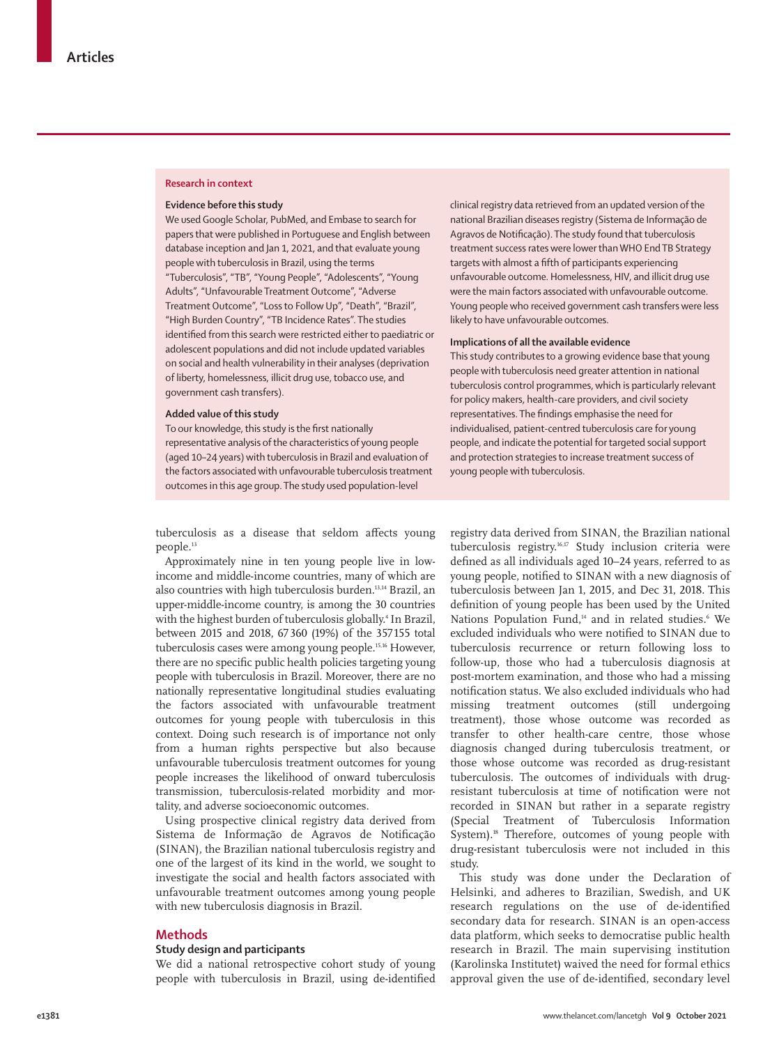## Research in context

### Evidence before this study

We used Google Scholar, PubMed, and Embase to search for papers that were published in Portuguese and English between database inception and Jan 1, 2021, and that evaluate young people with tuberculosis in Brazil, using the terms "Tuberculosis", "TB", "Young People", "Adolescents", "Young Adults", "Unfavourable Treatment Outcome", "Adverse Treatment Outcome", "Loss to Follow Up", "Death", "Brazil", "High Burden Country", "TB Incidence Rates". The studies identified from this search were restricted either to paediatric or adolescent populations and did not include updated variables on social and health vulnerability in their analyses (deprivation of liberty, homelessness, illicit drug use, tobacco use, and government cash transfers).

### Added value of this study

To our knowledge, this study is the first nationally representative analysis of the characteristics of young people (aged 10–24 years) with tuberculosis in Brazil and evaluation of the factors associated with unfavourable tuberculosis treatment outcomes in this age group. The study used population-level clinical registry data retrieved from an updated version of the national Brazilian diseases registry (Sistema de Informação de Agravos de Notificação). The study found that tuberculosis treatment success rates were lower than WHO End TB Strategy targets with almost a fifth of participants experiencing unfavourable outcome. Homelessness, HIV, and illicit drug use were the main factors associated with unfavourable outcome. Young people who received government cash transfers were less likely to have unfavourable outcomes.

### Implications of all the available evidence

This study contributes to a growing evidence base that young people with tuberculosis need greater attention in national tuberculosis control programmes, which is particularly relevant for policy makers, health-care providers, and civil society representatives. The findings emphasise the need for individualised, patient-centred tuberculosis care for young people, and indicate the potential for targeted social support and protection strategies to increase treatment success of young people with tuberculosis.

tuberculosis as a disease that seldom affects young people.[13]

Approximately nine in ten young people live in low-income and middle-income countries, many of which are also countries with high tuberculosis burden.[13,14] Brazil, an upper-middle-income country, is among the 30 countries with the highest burden of tuberculosis globally.[4] In Brazil, between 2015 and 2018, 67 360 (19%) of the 357 155 total tuberculosis cases were among young people.[15,16] However, there are no specific public health policies targeting young people with tuberculosis in Brazil. Moreover, there are no nationally representative longitudinal studies evaluating the factors associated with unfavourable treatment outcomes for young people with tuberculosis in this context. Doing such research is of importance not only from a human rights perspective but also because unfavourable tuberculosis treatment outcomes for young people increases the likelihood of onward tuberculosis transmission, tuberculosis-related morbidity and mortality, and adverse socioeconomic outcomes.

Using prospective clinical registry data derived from Sistema de Informação de Agravos de Notificação (SINAN), the Brazilian national tuberculosis registry and one of the largest of its kind in the world, we sought to investigate the social and health factors associated with unfavourable treatment outcomes among young people with new tuberculosis diagnosis in Brazil.

## Methods

### Study design and participants

We did a national retrospective cohort study of young people with tuberculosis in Brazil, using de-identified registry data derived from SINAN, the Brazilian national tuberculosis registry.[16,17] Study inclusion criteria were defined as all individuals aged 10–24 years, referred to as young people, notified to SINAN with a new diagnosis of tuberculosis between Jan 1, 2015, and Dec 31, 2018. This definition of young people has been used by the United Nations Population Fund,[14] and in related studies.[6] We excluded individuals who were notified to SINAN due to tuberculosis recurrence or return following loss to follow-up, those who had a tuberculosis diagnosis at post-mortem examination, and those who had a missing notification status. We also excluded individuals who had missing treatment outcomes (still undergoing treatment), those whose outcome was recorded as transfer to other health-care centre, those whose diagnosis changed during tuberculosis treatment, or those whose outcome was recorded as drug-resistant tuberculosis. The outcomes of individuals with drug-resistant tuberculosis at time of notification were not recorded in SINAN but rather in a separate registry (Special Treatment of Tuberculosis Information System).[18] Therefore, outcomes of young people with drug-resistant tuberculosis were not included in this study.

This study was done under the Declaration of Helsinki, and adheres to Brazilian, Swedish, and UK research regulations on the use of de-identified secondary data for research. SINAN is an open-access data platform, which seeks to democratise public health research in Brazil. The main supervising institution (Karolinska Institutet) waived the need for formal ethics approval given the use of de-identified, secondary level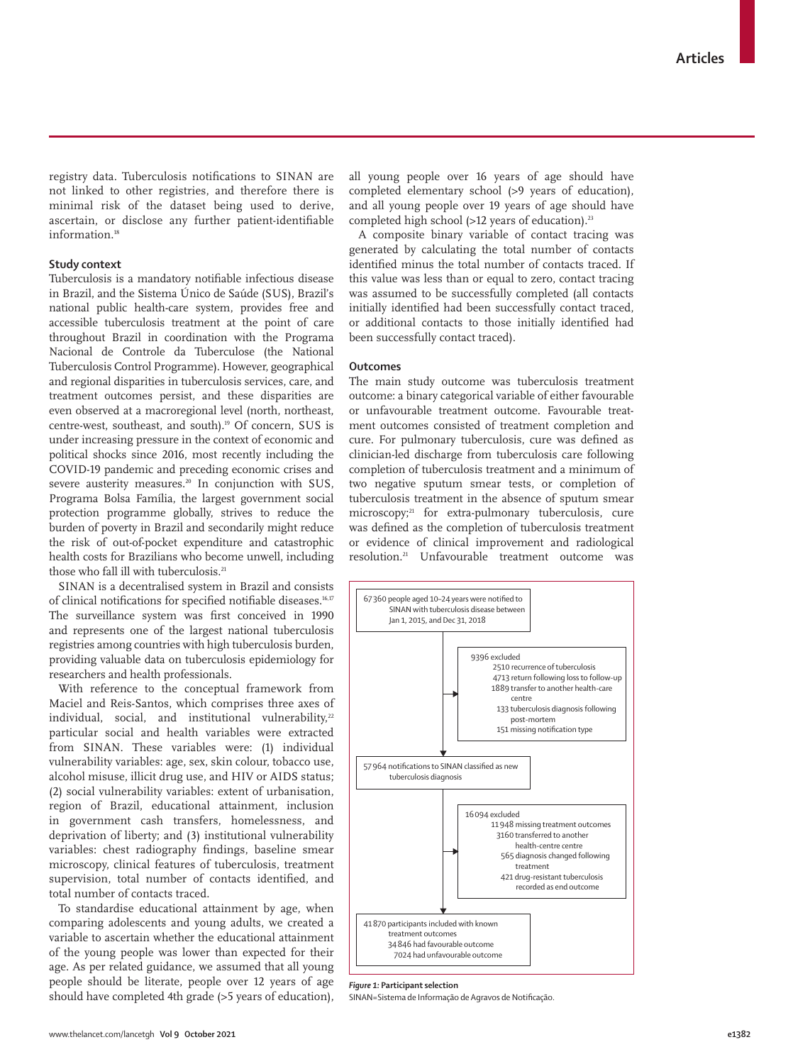registry data. Tuberculosis notifications to SINAN are not linked to other registries, and therefore there is minimal risk of the dataset being used to derive, ascertain, or disclose any further patient-identifiable information.[18]

### Study context

Tuberculosis is a mandatory notifiable infectious disease in Brazil, and the Sistema Único de Saúde (SUS), Brazil's national public health-care system, provides free and accessible tuberculosis treatment at the point of care throughout Brazil in coordination with the Programa Nacional de Controle da Tuberculose (the National Tuberculosis Control Programme). However, geographical and regional disparities in tuberculosis services, care, and treatment outcomes persist, and these disparities are even observed at a macroregional level (north, northeast, centre-west, southeast, and south).[19] Of concern, SUS is under increasing pressure in the context of economic and political shocks since 2016, most recently including the COVID-19 pandemic and preceding economic crises and severe austerity measures.[20] In conjunction with SUS, Programa Bolsa Família, the largest government social protection programme globally, strives to reduce the burden of poverty in Brazil and secondarily might reduce the risk of out-of-pocket expenditure and catastrophic health costs for Brazilians who become unwell, including those who fall ill with tuberculosis.[21]

SINAN is a decentralised system in Brazil and consists of clinical notifications for specified notifiable diseases.[16,17] The surveillance system was first conceived in 1990 and represents one of the largest national tuberculosis registries among countries with high tuberculosis burden, providing valuable data on tuberculosis epidemiology for researchers and health professionals.

With reference to the conceptual framework from Maciel and Reis-Santos, which comprises three axes of individual, social, and institutional vulnerability,[22] particular social and health variables were extracted from SINAN. These variables were: (1) individual vulnerability variables: age, sex, skin colour, tobacco use, alcohol misuse, illicit drug use, and HIV or AIDS status; (2) social vulnerability variables: extent of urbanisation, region of Brazil, educational attainment, inclusion in government cash transfers, homelessness, and deprivation of liberty; and (3) institutional vulnerability variables: chest radiography findings, baseline smear microscopy, clinical features of tuberculosis, treatment supervision, total number of contacts identified, and total number of contacts traced.

To standardise educational attainment by age, when comparing adolescents and young adults, we created a variable to ascertain whether the educational attainment of the young people was lower than expected for their age. As per related guidance, we assumed that all young people should be literate, people over 12 years of age should have completed 4th grade (>5 years of education), all young people over 16 years of age should have completed elementary school (>9 years of education), and all young people over 19 years of age should have completed high school (>12 years of education).[23]

A composite binary variable of contact tracing was generated by calculating the total number of contacts identified minus the total number of contacts traced. If this value was less than or equal to zero, contact tracing was assumed to be successfully completed (all contacts initially identified had been successfully contact traced, or additional contacts to those initially identified had been successfully contact traced).

### Outcomes

The main study outcome was tuberculosis treatment outcome: a binary categorical variable of either favourable or unfavourable treatment outcome. Favourable treatment outcomes consisted of treatment completion and cure. For pulmonary tuberculosis, cure was defined as clinician-led discharge from tuberculosis care following completion of tuberculosis treatment and a minimum of two negative sputum smear tests, or completion of tuberculosis treatment in the absence of sputum smear microscopy;[21] for extra-pulmonary tuberculosis, cure was defined as the completion of tuberculosis treatment or evidence of clinical improvement and radiological resolution.[21] Unfavourable treatment outcome was

67 360 people aged 10–24 years were notified to SINAN with tuberculosis disease between Jan 1, 2015, and Dec 31, 2018

→ 9396 excluded
- 2510 recurrence of tuberculosis
- 4713 return following loss to follow-up
- 1889 transfer to another health-care centre
- 133 tuberculosis diagnosis following post-mortem
- 151 missing notification type

57 964 notifications to SINAN classified as new tuberculosis diagnosis

→ 16 094 excluded
- 11 948 missing treatment outcomes
- 3160 transferred to another health-centre centre
- 565 diagnosis changed following treatment
- 421 drug-resistant tuberculosis recorded as end outcome

41 870 participants included with known treatment outcomes
- 34 846 had favourable outcome
- 7024 had unfavourable outcome

*Figure 1:* **Participant selection**
SINAN=Sistema de Informação de Agravos de Notificação.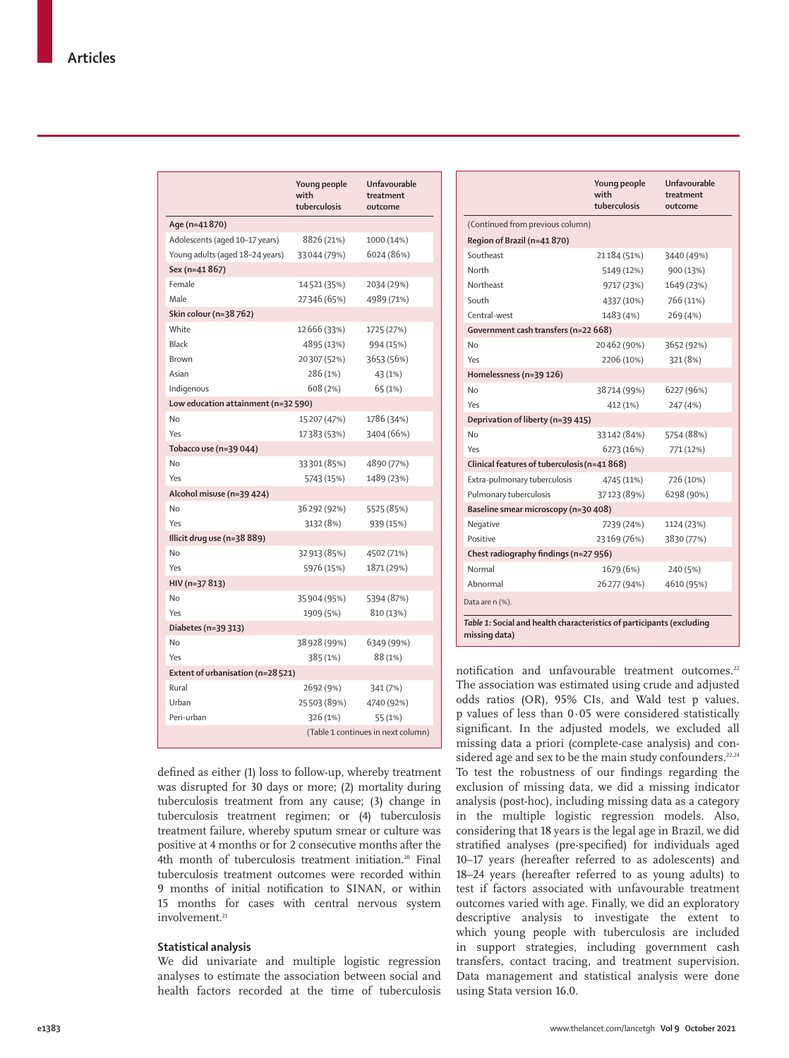|  | Young people with tuberculosis | Unfavourable treatment outcome |
|---|---|---|
| **Age (n=41 870)** | | |
| Adolescents (aged 10–17 years) | 8826 (21%) | 1000 (14%) |
| Young adults (aged 18–24 years) | 33 044 (79%) | 6024 (86%) |
| **Sex (n=41 867)** | | |
| Female | 14 521 (35%) | 2034 (29%) |
| Male | 27 346 (65%) | 4989 (71%) |
| **Skin colour (n=38 762)** | | |
| White | 12 666 (33%) | 1725 (27%) |
| Black | 4895 (13%) | 994 (15%) |
| Brown | 20 307 (52%) | 3653 (56%) |
| Asian | 286 (1%) | 43 (1%) |
| Indigenous | 608 (2%) | 65 (1%) |
| **Low education attainment (n=32 590)** | | |
| No | 15 207 (47%) | 1786 (34%) |
| Yes | 17 383 (53%) | 3404 (66%) |
| **Tobacco use (n=39 044)** | | |
| No | 33 301 (85%) | 4890 (77%) |
| Yes | 5743 (15%) | 1489 (23%) |
| **Alcohol misuse (n=39 424)** | | |
| No | 36 292 (92%) | 5525 (85%) |
| Yes | 3132 (8%) | 939 (15%) |
| **Illicit drug use (n=38 889)** | | |
| No | 32 913 (85%) | 4502 (71%) |
| Yes | 5976 (15%) | 1871 (29%) |
| **HIV (n=37 813)** | | |
| No | 35 904 (95%) | 5394 (87%) |
| Yes | 1909 (5%) | 810 (13%) |
| **Diabetes (n=39 313)** | | |
| No | 38 928 (99%) | 6349 (99%) |
| Yes | 385 (1%) | 88 (1%) |
| **Extent of urbanisation (n=28 521)** | | |
| Rural | 2692 (9%) | 341 (7%) |
| Urban | 25 503 (89%) | 4740 (92%) |
| Peri-urban | 326 (1%) | 55 (1%) |
| **Region of Brazil (n=41 870)** | | |
| Southeast | 21 184 (51%) | 3440 (49%) |
| North | 5149 (12%) | 900 (13%) |
| Northeast | 9717 (23%) | 1649 (23%) |
| South | 4337 (10%) | 766 (11%) |
| Central-west | 1483 (4%) | 269 (4%) |
| **Government cash transfers (n=22 668)** | | |
| No | 20 462 (90%) | 3652 (92%) |
| Yes | 2206 (10%) | 321 (8%) |
| **Homelessness (n=39 126)** | | |
| No | 38 714 (99%) | 6227 (96%) |
| Yes | 412 (1%) | 247 (4%) |
| **Deprivation of liberty (n=39 415)** | | |
| No | 33 142 (84%) | 5754 (88%) |
| Yes | 6273 (16%) | 771 (12%) |
| **Clinical features of tuberculosis (n=41 868)** | | |
| Extra-pulmonary tuberculosis | 4745 (11%) | 726 (10%) |
| Pulmonary tuberculosis | 37 123 (89%) | 6298 (90%) |
| **Baseline smear microscopy (n=30 408)** | | |
| Negative | 7239 (24%) | 1124 (23%) |
| Positive | 23 169 (76%) | 3830 (77%) |
| **Chest radiography findings (n=27 956)** | | |
| Normal | 1679 (6%) | 240 (5%) |
| Abnormal | 26 277 (94%) | 4610 (95%) |

Data are n (%).

*Table 1:* **Social and health characteristics of participants (excluding missing data)**

defined as either (1) loss to follow-up, whereby treatment was disrupted for 30 days or more; (2) mortality during tuberculosis treatment from any cause; (3) change in tuberculosis treatment regimen; or (4) tuberculosis treatment failure, whereby sputum smear or culture was positive at 4 months or for 2 consecutive months after the 4th month of tuberculosis treatment initiation.[20] Final tuberculosis treatment outcomes were recorded within 9 months of initial notification to SINAN, or within 15 months for cases with central nervous system involvement.[21]

## Statistical analysis

We did univariate and multiple logistic regression analyses to estimate the association between social and health factors recorded at the time of tuberculosis notification and unfavourable treatment outcomes.[22] The association was estimated using crude and adjusted odds ratios (OR), 95% CIs, and Wald test p values. p values of less than 0·05 were considered statistically significant. In the adjusted models, we excluded all missing data a priori (complete-case analysis) and considered age and sex to be the main study confounders.[22,24] To test the robustness of our findings regarding the exclusion of missing data, we did a missing indicator analysis (post-hoc), including missing data as a category in the multiple logistic regression models. Also, considering that 18 years is the legal age in Brazil, we did stratified analyses (pre-specified) for individuals aged 10–17 years (hereafter referred to as adolescents) and 18–24 years (hereafter referred to as young adults) to test if factors associated with unfavourable treatment outcomes varied with age. Finally, we did an exploratory descriptive analysis to investigate the extent to which young people with tuberculosis are included in support strategies, including government cash transfers, contact tracing, and treatment supervision. Data management and statistical analysis were done using Stata version 16.0.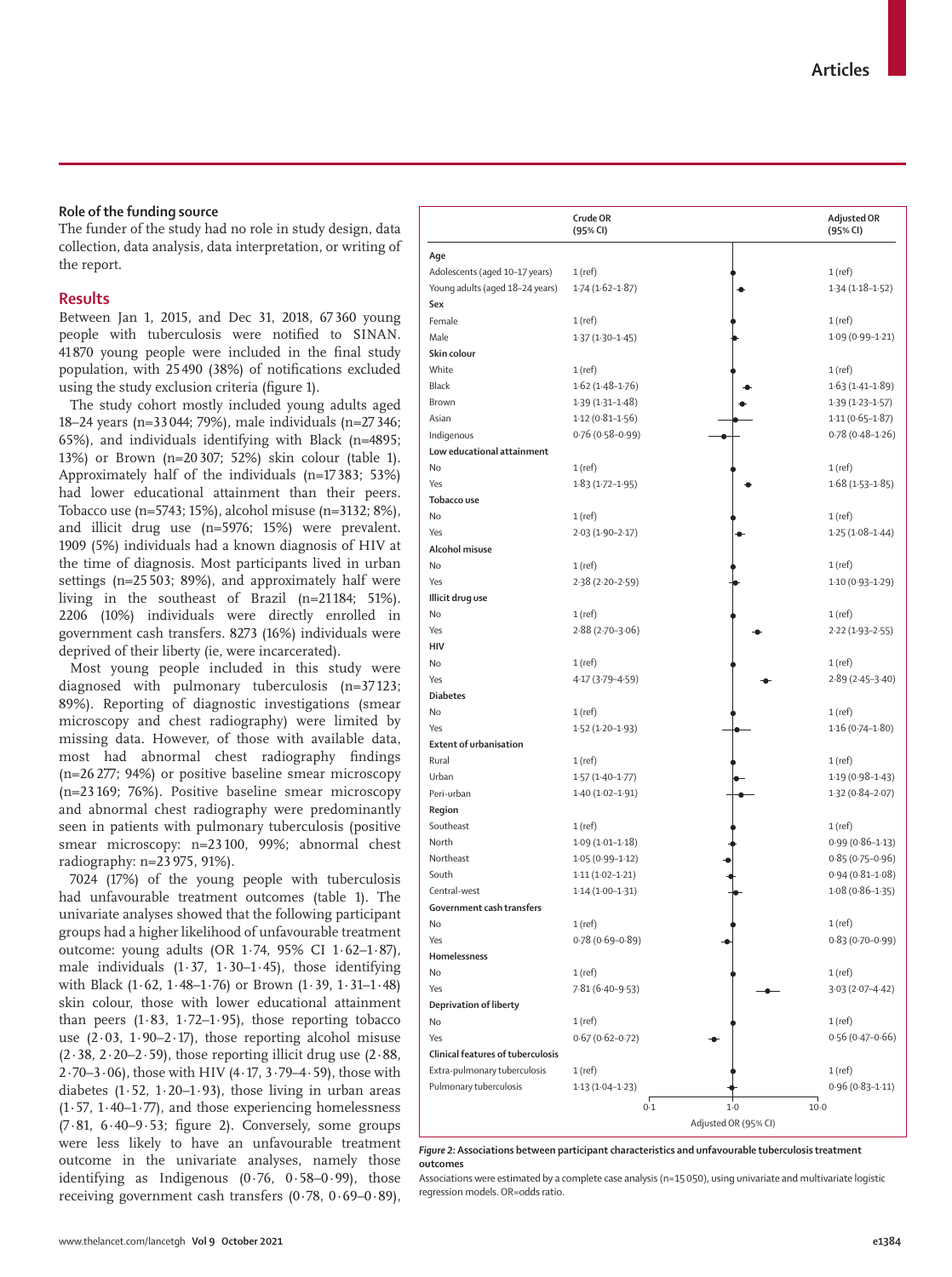## Role of the funding source

The funder of the study had no role in study design, data collection, data analysis, data interpretation, or writing of the report.

## Results

Between Jan 1, 2015, and Dec 31, 2018, 67 360 young people with tuberculosis were notified to SINAN. 41 870 young people were included in the final study population, with 25 490 (38%) of notifications excluded using the study exclusion criteria (figure 1).

The study cohort mostly included young adults aged 18–24 years (n=33 044; 79%), male individuals (n=27 346; 65%), and individuals identifying with Black (n=4895; 13%) or Brown (n=20 307; 52%) skin colour (table 1). Approximately half of the individuals (n=17 383; 53%) had lower educational attainment than their peers. Tobacco use (n=5743; 15%), alcohol misuse (n=3132; 8%), and illicit drug use (n=5976; 15%) were prevalent. 1909 (5%) individuals had a known diagnosis of HIV at the time of diagnosis. Most participants lived in urban settings (n=25 503; 89%), and approximately half were living in the southeast of Brazil (n=21 184; 51%). 2206 (10%) individuals were directly enrolled in government cash transfers. 8273 (16%) individuals were deprived of their liberty (ie, were incarcerated).

Most young people included in this study were diagnosed with pulmonary tuberculosis (n=37 123; 89%). Reporting of diagnostic investigations (smear microscopy and chest radiography) were limited by missing data. However, of those with available data, most had abnormal chest radiography findings (n=26 277; 94%) or positive baseline smear microscopy (n=23 169; 76%). Positive baseline smear microscopy and abnormal chest radiography were predominantly seen in patients with pulmonary tuberculosis (positive smear microscopy: n=23 100, 99%; abnormal chest radiography: n=23 975, 91%).

7024 (17%) of the young people with tuberculosis had unfavourable treatment outcomes (table 1). The univariate analyses showed that the following participant groups had a higher likelihood of unfavourable treatment outcome: young adults (OR 1·74, 95% CI 1·62–1·87), male individuals (1·37, 1·30–1·45), those identifying with Black (1·62, 1·48–1·76) or Brown (1·39, 1·31–1·48) skin colour, those with lower educational attainment than peers (1·83, 1·72–1·95), those reporting tobacco use (2·03, 1·90–2·17), those reporting alcohol misuse (2·38, 2·20–2·59), those reporting illicit drug use (2·88, 2·70–3·06), those with HIV (4·17, 3·79–4·59), those with diabetes (1·52, 1·20–1·93), those living in urban areas (1·57, 1·40–1·77), and those experiencing homelessness (7·81, 6·40–9·53; figure 2). Conversely, some groups were less likely to have an unfavourable treatment outcome in the univariate analyses, namely those identifying as Indigenous (0·76, 0·58–0·99), those receiving government cash transfers (0·78, 0·69–0·89),

| | Crude OR (95% CI) | Adjusted OR (95% CI) |
|---|---|---|
| **Age** | | |
| Adolescents (aged 10–17 years) | 1 (ref) | 1 (ref) |
| Young adults (aged 18–24 years) | 1·74 (1·62–1·87) | 1·34 (1·18–1·52) |
| **Sex** | | |
| Female | 1 (ref) | 1 (ref) |
| Male | 1·37 (1·30–1·45) | 1·09 (0·99–1·21) |
| **Skin colour** | | |
| White | 1 (ref) | 1 (ref) |
| Black | 1·62 (1·48–1·76) | 1·63 (1·41–1·89) |
| Brown | 1·39 (1·31–1·48) | 1·39 (1·23–1·57) |
| Asian | 1·12 (0·81–1·56) | 1·11 (0·65–1·87) |
| Indigenous | 0·76 (0·58–0·99) | 0·78 (0·48–1·26) |
| **Low educational attainment** | | |
| No | 1 (ref) | 1 (ref) |
| Yes | 1·83 (1·72–1·95) | 1·68 (1·53–1·85) |
| **Tobacco use** | | |
| No | 1 (ref) | 1 (ref) |
| Yes | 2·03 (1·90–2·17) | 1·25 (1·08–1·44) |
| **Alcohol misuse** | | |
| No | 1 (ref) | 1 (ref) |
| Yes | 2·38 (2·20–2·59) | 1·10 (0·93–1·29) |
| **Illicit drug use** | | |
| No | 1 (ref) | 1 (ref) |
| Yes | 2·88 (2·70–3·06) | 2·22 (1·93–2·55) |
| **HIV** | | |
| No | 1 (ref) | 1 (ref) |
| Yes | 4·17 (3·79–4·59) | 2·89 (2·45–3·40) |
| **Diabetes** | | |
| No | 1 (ref) | 1 (ref) |
| Yes | 1·52 (1·20–1·93) | 1·16 (0·74–1·80) |
| **Extent of urbanisation** | | |
| Rural | 1 (ref) | 1 (ref) |
| Urban | 1·57 (1·40–1·77) | 1·19 (0·98–1·43) |
| Peri-urban | 1·40 (1·02–1·91) | 1·32 (0·84–2·07) |
| **Region** | | |
| Southeast | 1 (ref) | 1 (ref) |
| North | 1·09 (1·01–1·18) | 0·99 (0·86–1·13) |
| Northeast | 1·05 (0·99–1·12) | 0·85 (0·75–0·96) |
| South | 1·11 (1·02–1·21) | 0·94 (0·81–1·08) |
| Central-west | 1·14 (1·00–1·31) | 1·08 (0·86–1·35) |
| **Government cash transfers** | | |
| No | 1 (ref) | 1 (ref) |
| Yes | 0·78 (0·69–0·89) | 0·83 (0·70–0·99) |
| **Homelessness** | | |
| No | 1 (ref) | 1 (ref) |
| Yes | 7·81 (6·40–9·53) | 3·03 (2·07–4·42) |
| **Deprivation of liberty** | | |
| No | 1 (ref) | 1 (ref) |
| Yes | 0·67 (0·62–0·72) | 0·56 (0·47–0·66) |
| **Clinical features of tuberculosis** | | |
| Extra-pulmonary tuberculosis | 1 (ref) | 1 (ref) |
| Pulmonary tuberculosis | 1·13 (1·04–1·23) | 0·96 (0·83–1·11) |

*Figure 2:* **Associations between participant characteristics and unfavourable tuberculosis treatment outcomes**

Associations were estimated by a complete case analysis (n=15 050), using univariate and multivariate logistic regression models. OR=odds ratio.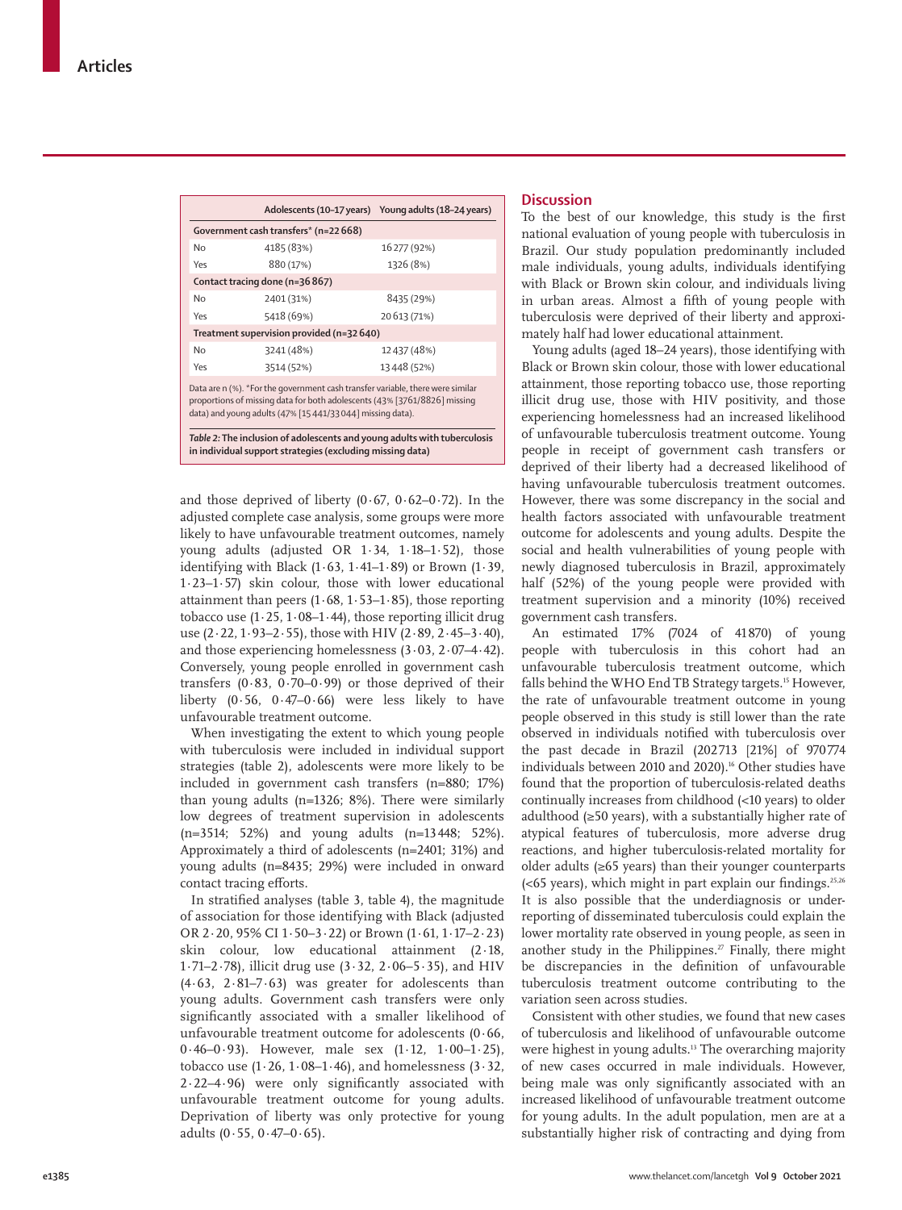| | Adolescents (10–17 years) | Young adults (18–24 years) |
|---|---|---|
| **Government cash transfers* (n=22 668)** | | |
| No | 4185 (83%) | 16 277 (92%) |
| Yes | 880 (17%) | 1326 (8%) |
| **Contact tracing done (n=36 867)** | | |
| No | 2401 (31%) | 8435 (29%) |
| Yes | 5418 (69%) | 20 613 (71%) |
| **Treatment supervision provided (n=32 640)** | | |
| No | 3241 (48%) | 12 437 (48%) |
| Yes | 3514 (52%) | 13 448 (52%) |

Data are n (%). *For the government cash transfer variable, there were similar proportions of missing data for both adolescents (43% [3761/8826] missing data) and young adults (47% [15 441/33 044] missing data).

*Table 2:* **The inclusion of adolescents and young adults with tuberculosis in individual support strategies (excluding missing data)**

and those deprived of liberty (0·67, 0·62–0·72). In the adjusted complete case analysis, some groups were more likely to have unfavourable treatment outcomes, namely young adults (adjusted OR 1·34, 1·18–1·52), those identifying with Black (1·63, 1·41–1·89) or Brown (1·39, 1·23–1·57) skin colour, those with lower educational attainment than peers (1·68, 1·53–1·85), those reporting tobacco use (1·25, 1·08–1·44), those reporting illicit drug use (2·22, 1·93–2·55), those with HIV (2·89, 2·45–3·40), and those experiencing homelessness (3·03, 2·07–4·42). Conversely, young people enrolled in government cash transfers (0·83, 0·70–0·99) or those deprived of their liberty (0·56, 0·47–0·66) were less likely to have unfavourable treatment outcome.

When investigating the extent to which young people with tuberculosis were included in individual support strategies (table 2), adolescents were more likely to be included in government cash transfers (n=880; 17%) than young adults (n=1326; 8%). There were similarly low degrees of treatment supervision in adolescents (n=3514; 52%) and young adults (n=13 448; 52%). Approximately a third of adolescents (n=2401; 31%) and young adults (n=8435; 29%) were included in onward contact tracing efforts.

In stratified analyses (table 3, table 4), the magnitude of association for those identifying with Black (adjusted OR 2·20, 95% CI 1·50–3·22) or Brown (1·61, 1·17–2·23) skin colour, low educational attainment (2·18, 1·71–2·78), illicit drug use (3·32, 2·06–5·35), and HIV (4·63, 2·81–7·63) was greater for adolescents than young adults. Government cash transfers were only significantly associated with a smaller likelihood of unfavourable treatment outcome for adolescents (0·66, 0·46–0·93). However, male sex (1·12, 1·00–1·25), tobacco use (1·26, 1·08–1·46), and homelessness (3·32, 2·22–4·96) were only significantly associated with unfavourable treatment outcome for young adults. Deprivation of liberty was only protective for young adults (0·55, 0·47–0·65).

## Discussion

To the best of our knowledge, this study is the first national evaluation of young people with tuberculosis in Brazil. Our study population predominantly included male individuals, young adults, individuals identifying with Black or Brown skin colour, and individuals living in urban areas. Almost a fifth of young people with tuberculosis were deprived of their liberty and approximately half had lower educational attainment.

Young adults (aged 18–24 years), those identifying with Black or Brown skin colour, those with lower educational attainment, those reporting tobacco use, those reporting illicit drug use, those with HIV positivity, and those experiencing homelessness had an increased likelihood of unfavourable tuberculosis treatment outcome. Young people in receipt of government cash transfers or deprived of their liberty had a decreased likelihood of having unfavourable tuberculosis treatment outcomes. However, there was some discrepancy in the social and health factors associated with unfavourable treatment outcome for adolescents and young adults. Despite the social and health vulnerabilities of young people with newly diagnosed tuberculosis in Brazil, approximately half (52%) of the young people were provided with treatment supervision and a minority (10%) received government cash transfers.

An estimated 17% (7024 of 41 870) of young people with tuberculosis in this cohort had an unfavourable tuberculosis treatment outcome, which falls behind the WHO End TB Strategy targets.[15] However, the rate of unfavourable treatment outcome in young people observed in this study is still lower than the rate observed in individuals notified with tuberculosis over the past decade in Brazil (202 713 [21%] of 970 774 individuals between 2010 and 2020).[16] Other studies have found that the proportion of tuberculosis-related deaths continually increases from childhood (<10 years) to older adulthood (≥50 years), with a substantially higher rate of atypical features of tuberculosis, more adverse drug reactions, and higher tuberculosis-related mortality for older adults (≥65 years) than their younger counterparts (<65 years), which might in part explain our findings.[25,26] It is also possible that the underdiagnosis or under-reporting of disseminated tuberculosis could explain the lower mortality rate observed in young people, as seen in another study in the Philippines.[27] Finally, there might be discrepancies in the definition of unfavourable tuberculosis treatment outcome contributing to the variation seen across studies.

Consistent with other studies, we found that new cases of tuberculosis and likelihood of unfavourable outcome were highest in young adults.[13] The overarching majority of new cases occurred in male individuals. However, being male was only significantly associated with an increased likelihood of unfavourable treatment outcome for young adults. In the adult population, men are at a substantially higher risk of contracting and dying from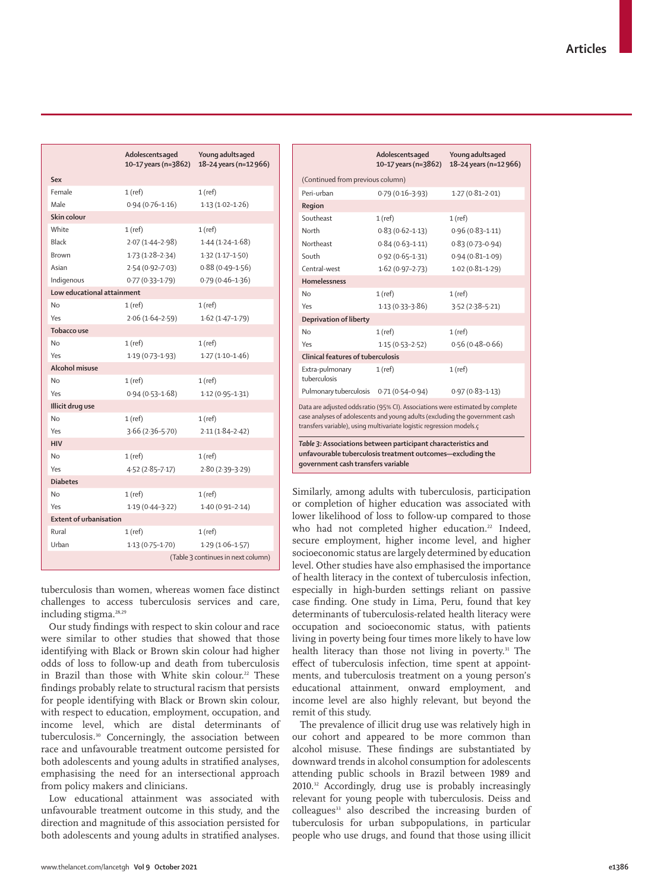| | Adolescents aged 10–17 years (n=3862) | Young adults aged 18–24 years (n=12 966) |
|---|---|---|
| **Sex** | | |
| Female | 1 (ref) | 1 (ref) |
| Male | 0·94 (0·76–1·16) | 1·13 (1·02–1·26) |
| **Skin colour** | | |
| White | 1 (ref) | 1 (ref) |
| Black | 2·07 (1·44–2·98) | 1·44 (1·24–1·68) |
| Brown | 1·73 (1·28–2·34) | 1·32 (1·17–1·50) |
| Asian | 2·54 (0·92–7·03) | 0·88 (0·49–1·56) |
| Indigenous | 0·77 (0·33–1·79) | 0·79 (0·46–1·36) |
| **Low educational attainment** | | |
| No | 1 (ref) | 1 (ref) |
| Yes | 2·06 (1·64–2·59) | 1·62 (1·47–1·79) |
| **Tobacco use** | | |
| No | 1 (ref) | 1 (ref) |
| Yes | 1·19 (0·73–1·93) | 1·27 (1·10–1·46) |
| **Alcohol misuse** | | |
| No | 1 (ref) | 1 (ref) |
| Yes | 0·94 (0·53–1·68) | 1·12 (0·95–1·31) |
| **Illicit drug use** | | |
| No | 1 (ref) | 1 (ref) |
| Yes | 3·66 (2·36–5·70) | 2·11 (1·84–2·42) |
| **HIV** | | |
| No | 1 (ref) | 1 (ref) |
| Yes | 4·52 (2·85–7·17) | 2·80 (2·39–3·29) |
| **Diabetes** | | |
| No | 1 (ref) | 1 (ref) |
| Yes | 1·19 (0·44–3·22) | 1·40 (0·91–2·14) |
| **Extent of urbanisation** | | |
| Rural | 1 (ref) | 1 (ref) |
| Urban | 1·13 (0·75–1·70) | 1·29 (1·06–1·57) |
| Peri-urban | 0·79 (0·16–3·93) | 1·27 (0·81–2·01) |
| **Region** | | |
| Southeast | 1 (ref) | 1 (ref) |
| North | 0·83 (0·62–1·13) | 0·96 (0·83–1·11) |
| Northeast | 0·84 (0·63–1·11) | 0·83 (0·73–0·94) |
| South | 0·92 (0·65–1·31) | 0·94 (0·81–1·09) |
| Central-west | 1·62 (0·97–2·73) | 1·02 (0·81–1·29) |
| **Homelessness** | | |
| No | 1 (ref) | 1 (ref) |
| Yes | 1·13 (0·33–3·86) | 3·52 (2·38–5·21) |
| **Deprivation of liberty** | | |
| No | 1 (ref) | 1 (ref) |
| Yes | 1·15 (0·53–2·52) | 0·56 (0·48–0·66) |
| **Clinical features of tuberculosis** | | |
| Extra-pulmonary tuberculosis | 1 (ref) | 1 (ref) |
| Pulmonary tuberculosis | 0·71 (0·54–0·94) | 0·97 (0·83–1·13) |

Data are adjusted odds ratio (95% CI). Associations were estimated by complete case analyses of adolescents and young adults (excluding the government cash transfers variable), using multivariate logistic regression models.

***Table 3:* Associations between participant characteristics and unfavourable tuberculosis treatment outcomes—excluding the government cash transfers variable**

tuberculosis than women, whereas women face distinct challenges to access tuberculosis services and care, including stigma.[28,29]

Our study findings with respect to skin colour and race were similar to other studies that showed that those identifying with Black or Brown skin colour had higher odds of loss to follow-up and death from tuberculosis in Brazil than those with White skin colour.[22] These findings probably relate to structural racism that persists for people identifying with Black or Brown skin colour, with respect to education, employment, occupation, and income level, which are distal determinants of tuberculosis.[30] Concerningly, the association between race and unfavourable treatment outcome persisted for both adolescents and young adults in stratified analyses, emphasising the need for an intersectional approach from policy makers and clinicians.

Low educational attainment was associated with unfavourable treatment outcome in this study, and the direction and magnitude of this association persisted for both adolescents and young adults in stratified analyses. Similarly, among adults with tuberculosis, participation or completion of higher education was associated with lower likelihood of loss to follow-up compared to those who had not completed higher education.[22] Indeed, secure employment, higher income level, and higher socioeconomic status are largely determined by education level. Other studies have also emphasised the importance of health literacy in the context of tuberculosis infection, especially in high-burden settings reliant on passive case finding. One study in Lima, Peru, found that key determinants of tuberculosis-related health literacy were occupation and socioeconomic status, with patients living in poverty being four times more likely to have low health literacy than those not living in poverty.[31] The effect of tuberculosis infection, time spent at appointments, and tuberculosis treatment on a young person's educational attainment, onward employment, and income level are also highly relevant, but beyond the remit of this study.

The prevalence of illicit drug use was relatively high in our cohort and appeared to be more common than alcohol misuse. These findings are substantiated by downward trends in alcohol consumption for adolescents attending public schools in Brazil between 1989 and 2010.[32] Accordingly, drug use is probably increasingly relevant for young people with tuberculosis. Deiss and colleagues[33] also described the increasing burden of tuberculosis for urban subpopulations, in particular people who use drugs, and found that those using illicit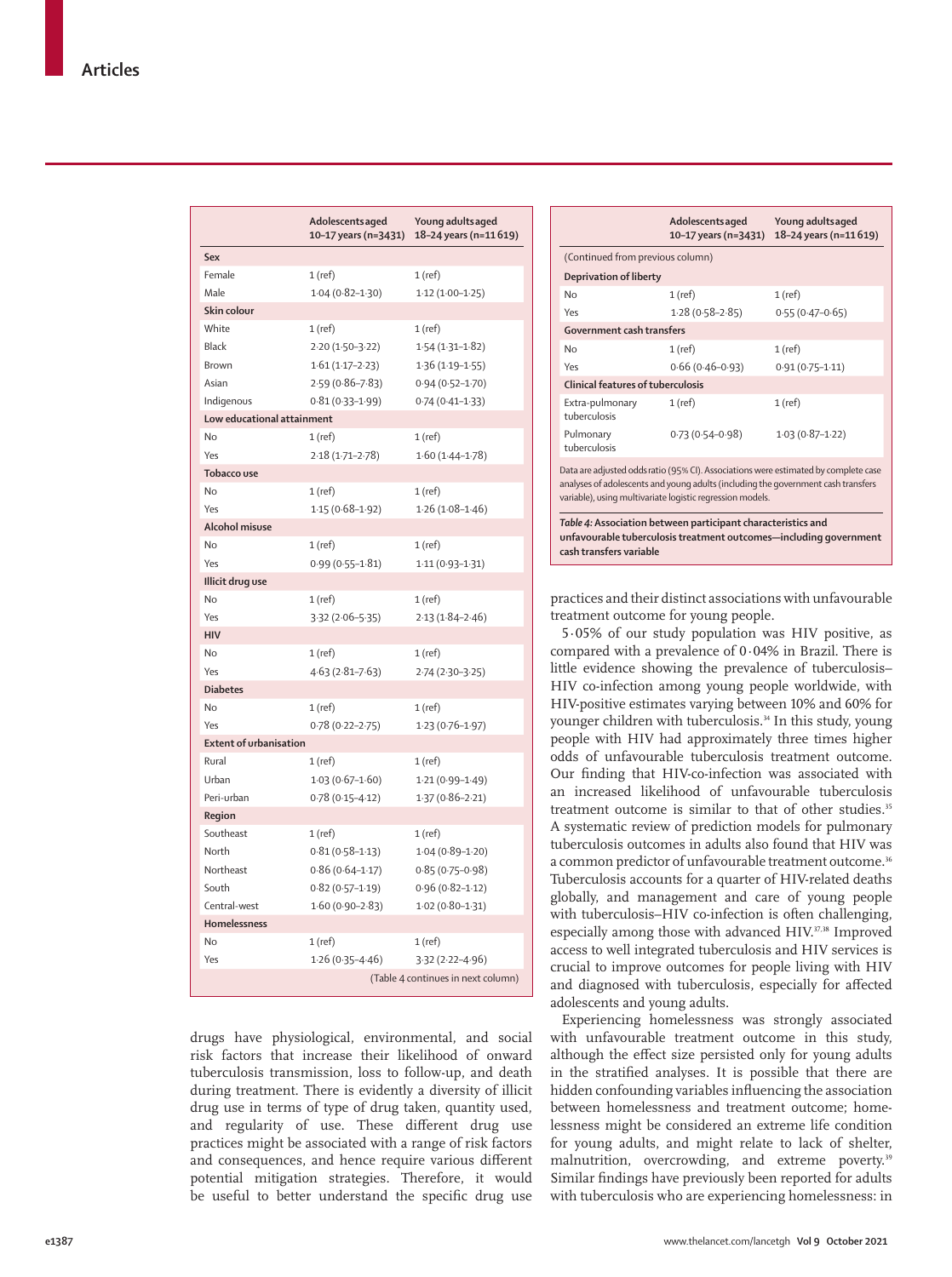| | Adolescents aged 10–17 years (n=3431) | Young adults aged 18–24 years (n=11 619) |
|---|---|---|
| **Sex** | | |
| Female | 1 (ref) | 1 (ref) |
| Male | 1·04 (0·82–1·30) | 1·12 (1·00–1·25) |
| **Skin colour** | | |
| White | 1 (ref) | 1 (ref) |
| Black | 2·20 (1·50–3·22) | 1·54 (1·31–1·82) |
| Brown | 1·61 (1·17–2·23) | 1·36 (1·19–1·55) |
| Asian | 2·59 (0·86–7·83) | 0·94 (0·52–1·70) |
| Indigenous | 0·81 (0·33–1·99) | 0·74 (0·41–1·33) |
| **Low educational attainment** | | |
| No | 1 (ref) | 1 (ref) |
| Yes | 2·18 (1·71–2·78) | 1·60 (1·44–1·78) |
| **Tobacco use** | | |
| No | 1 (ref) | 1 (ref) |
| Yes | 1·15 (0·68–1·92) | 1·26 (1·08–1·46) |
| **Alcohol misuse** | | |
| No | 1 (ref) | 1 (ref) |
| Yes | 0·99 (0·55–1·81) | 1·11 (0·93–1·31) |
| **Illicit drug use** | | |
| No | 1 (ref) | 1 (ref) |
| Yes | 3·32 (2·06–5·35) | 2·13 (1·84–2·46) |
| **HIV** | | |
| No | 1 (ref) | 1 (ref) |
| Yes | 4·63 (2·81–7·63) | 2·74 (2·30–3·25) |
| **Diabetes** | | |
| No | 1 (ref) | 1 (ref) |
| Yes | 0·78 (0·22–2·75) | 1·23 (0·76–1·97) |
| **Extent of urbanisation** | | |
| Rural | 1 (ref) | 1 (ref) |
| Urban | 1·03 (0·67–1·60) | 1·21 (0·99–1·49) |
| Peri-urban | 0·78 (0·15–4·12) | 1·37 (0·86–2·21) |
| **Region** | | |
| Southeast | 1 (ref) | 1 (ref) |
| North | 0·81 (0·58–1·13) | 1·04 (0·89–1·20) |
| Northeast | 0·86 (0·64–1·17) | 0·85 (0·75–0·98) |
| South | 0·82 (0·57–1·19) | 0·96 (0·82–1·12) |
| Central-west | 1·60 (0·90–2·83) | 1·02 (0·80–1·31) |
| **Homelessness** | | |
| No | 1 (ref) | 1 (ref) |
| Yes | 1·26 (0·35–4·46) | 3·32 (2·22–4·96) |
| **Deprivation of liberty** | | |
| No | 1 (ref) | 1 (ref) |
| Yes | 1·28 (0·58–2·85) | 0·55 (0·47–0·65) |
| **Government cash transfers** | | |
| No | 1 (ref) | 1 (ref) |
| Yes | 0·66 (0·46–0·93) | 0·91 (0·75–1·11) |
| **Clinical features of tuberculosis** | | |
| Extra-pulmonary tuberculosis | 1 (ref) | 1 (ref) |
| Pulmonary tuberculosis | 0·73 (0·54–0·98) | 1·03 (0·87–1·22) |

Data are adjusted odds ratio (95% CI). Associations were estimated by complete case analyses of adolescents and young adults (including the government cash transfers variable), using multivariate logistic regression models.

*Table 4:* **Association between participant characteristics and unfavourable tuberculosis treatment outcomes—including government cash transfers variable**

drugs have physiological, environmental, and social risk factors that increase their likelihood of onward tuberculosis transmission, loss to follow-up, and death during treatment. There is evidently a diversity of illicit drug use in terms of type of drug taken, quantity used, and regularity of use. These different drug use practices might be associated with a range of risk factors and consequences, and hence require various different potential mitigation strategies. Therefore, it would be useful to better understand the specific drug use practices and their distinct associations with unfavourable treatment outcome for young people.

5·05% of our study population was HIV positive, as compared with a prevalence of 0·04% in Brazil. There is little evidence showing the prevalence of tuberculosis–HIV co-infection among young people worldwide, with HIV-positive estimates varying between 10% and 60% for younger children with tuberculosis.[34] In this study, young people with HIV had approximately three times higher odds of unfavourable tuberculosis treatment outcome. Our finding that HIV-co-infection was associated with an increased likelihood of unfavourable tuberculosis treatment outcome is similar to that of other studies.[35] A systematic review of prediction models for pulmonary tuberculosis outcomes in adults also found that HIV was a common predictor of unfavourable treatment outcome.[36] Tuberculosis accounts for a quarter of HIV-related deaths globally, and management and care of young people with tuberculosis–HIV co-infection is often challenging, especially among those with advanced HIV.[37,38] Improved access to well integrated tuberculosis and HIV services is crucial to improve outcomes for people living with HIV and diagnosed with tuberculosis, especially for affected adolescents and young adults.

Experiencing homelessness was strongly associated with unfavourable treatment outcome in this study, although the effect size persisted only for young adults in the stratified analyses. It is possible that there are hidden confounding variables influencing the association between homelessness and treatment outcome; homelessness might be considered an extreme life condition for young adults, and might relate to lack of shelter, malnutrition, overcrowding, and extreme poverty.[39] Similar findings have previously been reported for adults with tuberculosis who are experiencing homelessness: in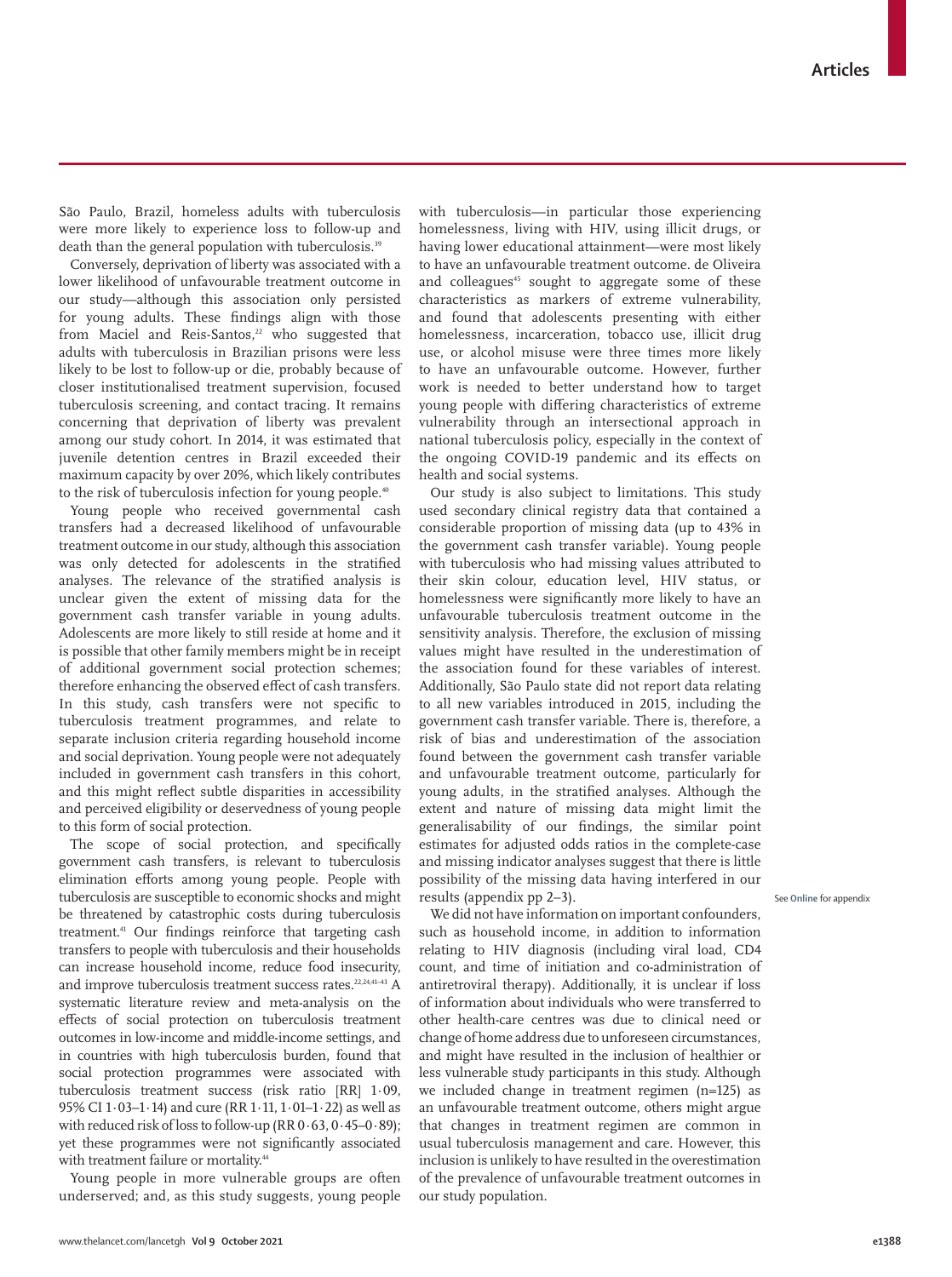São Paulo, Brazil, homeless adults with tuberculosis were more likely to experience loss to follow-up and death than the general population with tuberculosis.[39]

Conversely, deprivation of liberty was associated with a lower likelihood of unfavourable treatment outcome in our study—although this association only persisted for young adults. These findings align with those from Maciel and Reis-Santos,[22] who suggested that adults with tuberculosis in Brazilian prisons were less likely to be lost to follow-up or die, probably because of closer institutionalised treatment supervision, focused tuberculosis screening, and contact tracing. It remains concerning that deprivation of liberty was prevalent among our study cohort. In 2014, it was estimated that juvenile detention centres in Brazil exceeded their maximum capacity by over 20%, which likely contributes to the risk of tuberculosis infection for young people.[40]

Young people who received governmental cash transfers had a decreased likelihood of unfavourable treatment outcome in our study, although this association was only detected for adolescents in the stratified analyses. The relevance of the stratified analysis is unclear given the extent of missing data for the government cash transfer variable in young adults. Adolescents are more likely to still reside at home and it is possible that other family members might be in receipt of additional government social protection schemes; therefore enhancing the observed effect of cash transfers. In this study, cash transfers were not specific to tuberculosis treatment programmes, and relate to separate inclusion criteria regarding household income and social deprivation. Young people were not adequately included in government cash transfers in this cohort, and this might reflect subtle disparities in accessibility and perceived eligibility or deservedness of young people to this form of social protection.

The scope of social protection, and specifically government cash transfers, is relevant to tuberculosis elimination efforts among young people. People with tuberculosis are susceptible to economic shocks and might be threatened by catastrophic costs during tuberculosis treatment.[41] Our findings reinforce that targeting cash transfers to people with tuberculosis and their households can increase household income, reduce food insecurity, and improve tuberculosis treatment success rates.[22,24,41–43] A systematic literature review and meta-analysis on the effects of social protection on tuberculosis treatment outcomes in low-income and middle-income settings, and in countries with high tuberculosis burden, found that social protection programmes were associated with tuberculosis treatment success (risk ratio [RR] 1·09, 95% CI 1·03–1·14) and cure (RR 1·11, 1·01–1·22) as well as with reduced risk of loss to follow-up (RR 0·63, 0·45–0·89); yet these programmes were not significantly associated with treatment failure or mortality.[44]

Young people in more vulnerable groups are often underserved; and, as this study suggests, young people with tuberculosis—in particular those experiencing homelessness, living with HIV, using illicit drugs, or having lower educational attainment—were most likely to have an unfavourable treatment outcome. de Oliveira and colleagues[45] sought to aggregate some of these characteristics as markers of extreme vulnerability, and found that adolescents presenting with either homelessness, incarceration, tobacco use, illicit drug use, or alcohol misuse were three times more likely to have an unfavourable outcome. However, further work is needed to better understand how to target young people with differing characteristics of extreme vulnerability through an intersectional approach in national tuberculosis policy, especially in the context of the ongoing COVID-19 pandemic and its effects on health and social systems.

Our study is also subject to limitations. This study used secondary clinical registry data that contained a considerable proportion of missing data (up to 43% in the government cash transfer variable). Young people with tuberculosis who had missing values attributed to their skin colour, education level, HIV status, or homelessness were significantly more likely to have an unfavourable tuberculosis treatment outcome in the sensitivity analysis. Therefore, the exclusion of missing values might have resulted in the underestimation of the association found for these variables of interest. Additionally, São Paulo state did not report data relating to all new variables introduced in 2015, including the government cash transfer variable. There is, therefore, a risk of bias and underestimation of the association found between the government cash transfer variable and unfavourable treatment outcome, particularly for young adults, in the stratified analyses. Although the extent and nature of missing data might limit the generalisability of our findings, the similar point estimates for adjusted odds ratios in the complete-case and missing indicator analyses suggest that there is little possibility of the missing data having interfered in our results (appendix pp 2–3).

See Online for appendix

We did not have information on important confounders, such as household income, in addition to information relating to HIV diagnosis (including viral load, CD4 count, and time of initiation and co-administration of antiretroviral therapy). Additionally, it is unclear if loss of information about individuals who were transferred to other health-care centres was due to clinical need or change of home address due to unforeseen circumstances, and might have resulted in the inclusion of healthier or less vulnerable study participants in this study. Although we included change in treatment regimen (n=125) as an unfavourable treatment outcome, others might argue that changes in treatment regimen are common in usual tuberculosis management and care. However, this inclusion is unlikely to have resulted in the overestimation of the prevalence of unfavourable treatment outcomes in our study population.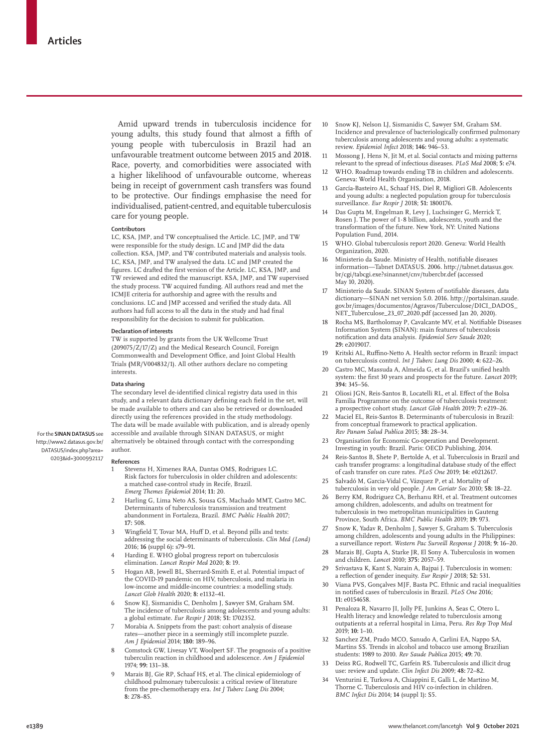Amid upward trends in tuberculosis incidence for young adults, this study found that almost a fifth of young people with tuberculosis in Brazil had an unfavourable treatment outcome between 2015 and 2018. Race, poverty, and comorbidities were associated with a higher likelihood of unfavourable outcome, whereas being in receipt of government cash transfers was found to be protective. Our findings emphasise the need for individualised, patient-centred, and equitable tuberculosis care for young people.

#### Contributors

LC, KSA, JMP, and TW conceptualised the Article. LC, JMP, and TW were responsible for the study design. LC and JMP did the data collection. KSA, JMP, and TW contributed materials and analysis tools. LC, KSA, JMP, and TW analysed the data. LC and JMP created the figures. LC drafted the first version of the Article. LC, KSA, JMP, and TW reviewed and edited the manuscript. KSA, JMP, and TW supervised the study process. TW acquired funding. All authors read and met the ICMJE criteria for authorship and agree with the results and conclusions. LC and JMP accessed and verified the study data. All authors had full access to all the data in the study and had final responsibility for the decision to submit for publication.

#### Declaration of interests

TW is supported by grants from the UK Wellcome Trust (209075/Z/17/Z) and the Medical Research Council, Foreign Commonwealth and Development Office, and Joint Global Health Trials (MR/V004832/1). All other authors declare no competing interests.

#### Data sharing

The secondary level de-identified clinical registry data used in this study, and a relevant data dictionary defining each field in the set, will be made available to others and can also be retrieved or downloaded directly using the references provided in the study methodology. The data will be made available with publication, and is already openly accessible and available through SINAN DATASUS, or might alternatively be obtained through contact with the corresponding author.

For the **SINAN DATASUS** see http://www2.datasus.gov.br/DATASUS/index.php?area=0203&id=3000992117

#### References

1. Stevens H, Ximenes RAA, Dantas OMS, Rodrigues LC. Risk factors for tuberculosis in older children and adolescents: a matched case-control study in Recife, Brazil. *Emerg Themes Epidemiol* 2014; **11:** 20.
2. Harling G, Lima Neto AS, Sousa GS, Machado MMT, Castro MC. Determinants of tuberculosis transmission and treatment abandonment in Fortaleza, Brazil. *BMC Public Health* 2017; **17:** 508.
3. Wingfield T, Tovar MA, Huff D, et al. Beyond pills and tests: addressing the social determinants of tuberculosis. *Clin Med (Lond)* 2016; **16** (suppl 6)**:** s79–91.
4. Harding E. WHO global progress report on tuberculosis elimination. *Lancet Respir Med* 2020; **8:** 19.
5. Hogan AB, Jewell BL, Sherrard-Smith E, et al. Potential impact of the COVID-19 pandemic on HIV, tuberculosis, and malaria in low-income and middle-income countries: a modelling study. *Lancet Glob Health* 2020; **8:** e1132–41.
6. Snow KJ, Sismanidis C, Denholm J, Sawyer SM, Graham SM. The incidence of tuberculosis among adolescents and young adults: a global estimate. *Eur Respir J* 2018; **51:** 1702352.
7. Morabia A. Snippets from the past: cohort analysis of disease rates—another piece in a seemingly still incomplete puzzle. *Am J Epidemiol* 2014; **180:** 189–96.
8. Comstock GW, Livesay VT, Woolpert SF. The prognosis of a positive tuberculin reaction in childhood and adolescence. *Am J Epidemiol* 1974; **99:** 131–38.
9. Marais BJ, Gie RP, Schaaf HS, et al. The clinical epidemiology of childhood pulmonary tuberculosis: a critical review of literature from the pre-chemotherapy era. *Int J Tuberc Lung Dis* 2004; **8:** 278–85.
10. Snow KJ, Nelson LJ, Sismanidis C, Sawyer SM, Graham SM. Incidence and prevalence of bacteriologically confirmed pulmonary tuberculosis among adolescents and young adults: a systematic review. *Epidemiol Infect* 2018; **146:** 946–53.
11. Mossong J, Hens N, Jit M, et al. Social contacts and mixing patterns relevant to the spread of infectious diseases. *PLoS Med* 2008; **5:** e74.
12. WHO. Roadmap towards ending TB in children and adolescents. Geneva: World Health Organisation, 2018.
13. García-Basteiro AL, Schaaf HS, Diel R, Migliori GB. Adolescents and young adults: a neglected population group for tuberculosis surveillance. *Eur Respir J* 2018; **51:** 1800176.
14. Das Gupta M, Engelman R, Levy J, Luchsinger G, Merrick T, Rosen J. The power of 1·8 billion, adolescents, youth and the transformation of the future. New York, NY: United Nations Population Fund, 2014.
15. WHO. Global tuberculosis report 2020. Geneva: World Health Organization, 2020.
16. Ministerio da Saude. Ministry of Health, notifiable diseases information—Tabnet DATASUS. 2006. http://tabnet.datasus.gov.br/cgi/tabcgi.exe?sinannet/cnv/tubercbr.def (accessed May 10, 2020).
17. Ministerio da Saude. SINAN System of notifiable diseases, data dictionary—SINAN net version 5.0. 2016. http://portalsinan.saude.gov.br/images/documentos/Agravos/Tuberculose/DICI_DADOS_NET_Tuberculose_23_07_2020.pdf (accessed Jan 20, 2020).
18. Rocha MS, Bartholomay P, Cavalcante MV, et al. Notifiable Diseases Information System (SINAN): main features of tuberculosis notification and data analysis. *Epidemiol Serv Saude* 2020; **29:** e2019017.
19. Kritski AL, Ruffino-Netto A. Health sector reform in Brazil: impact on tuberculosis control. *Int J Tuberc Lung Dis* 2000; **4:** 622–26.
20. Castro MC, Massuda A, Almeida G, et al. Brazil's unified health system: the first 30 years and prospects for the future. *Lancet* 2019; **394:** 345–56.
21. Oliosi JGN, Reis-Santos B, Locatelli RL, et al. Effect of the Bolsa Familia Programme on the outcome of tuberculosis treatment: a prospective cohort study. *Lancet Glob Health* 2019; **7:** e219–26.
22. Maciel EL, Reis-Santos B. Determinants of tuberculosis in Brazil: from conceptual framework to practical application. *Rev Panam Salud Publica* 2015; **38:** 28–34.
23. Organisation for Economic Co-operation and Development. Investing in youth: Brazil. Paris: OECD Publishing, 2014.
24. Reis-Santos B, Shete P, Bertolde A, et al. Tuberculosis in Brazil and cash transfer programs: a longitudinal database study of the effect of cash transfer on cure rates. *PLoS One* 2019; **14:** e0212617.
25. Salvadó M, Garcia-Vidal C, Vázquez P, et al. Mortality of tuberculosis in very old people. *J Am Geriatr Soc* 2010; **58:** 18–22.
26. Berry KM, Rodriguez CA, Berhanu RH, et al. Treatment outcomes among children, adolescents, and adults on treatment for tuberculosis in two metropolitan municipalities in Gauteng Province, South Africa. *BMC Public Health* 2019; **19:** 973.
27. Snow K, Yadav R, Denholm J, Sawyer S, Graham S. Tuberculosis among children, adolescents and young adults in the Philippines: a surveillance report. *Western Pac Surveill Response J* 2018; **9:** 16–20.
28. Marais BJ, Gupta A, Starke JR, El Sony A. Tuberculosis in women and children. *Lancet* 2010; **375:** 2057–59.
29. Srivastava K, Kant S, Narain A, Bajpai J. Tuberculosis in women: a reflection of gender inequity. *Eur Respir J* 2018; **52:** 531.
30. Viana PVS, Gonçalves MJF, Basta PC. Ethnic and racial inequalities in notified cases of tuberculosis in Brazil. *PLoS One* 2016; **11:** e0154658.
31. Penaloza R, Navarro JI, Jolly PE, Junkins A, Seas C, Otero L. Health literacy and knowledge related to tuberculosis among outpatients at a referral hospital in Lima, Peru. *Res Rep Trop Med* 2019; **10:** 1–10.
32. Sanchez ZM, Prado MCO, Sanudo A, Carlini EA, Nappo SA, Martins SS. Trends in alcohol and tobacco use among Brazilian students: 1989 to 2010. *Rev Saude Publica* 2015; **49:** 70.
33. Deiss RG, Rodwell TC, Garfein RS. Tuberculosis and illicit drug use: review and update. *Clin Infect Dis* 2009; **48:** 72–82.
34. Venturini E, Turkova A, Chiappini E, Galli L, de Martino M, Thorne C. Tuberculosis and HIV co-infection in children. *BMC Infect Dis* 2014; **14** (suppl 1)**:** S5.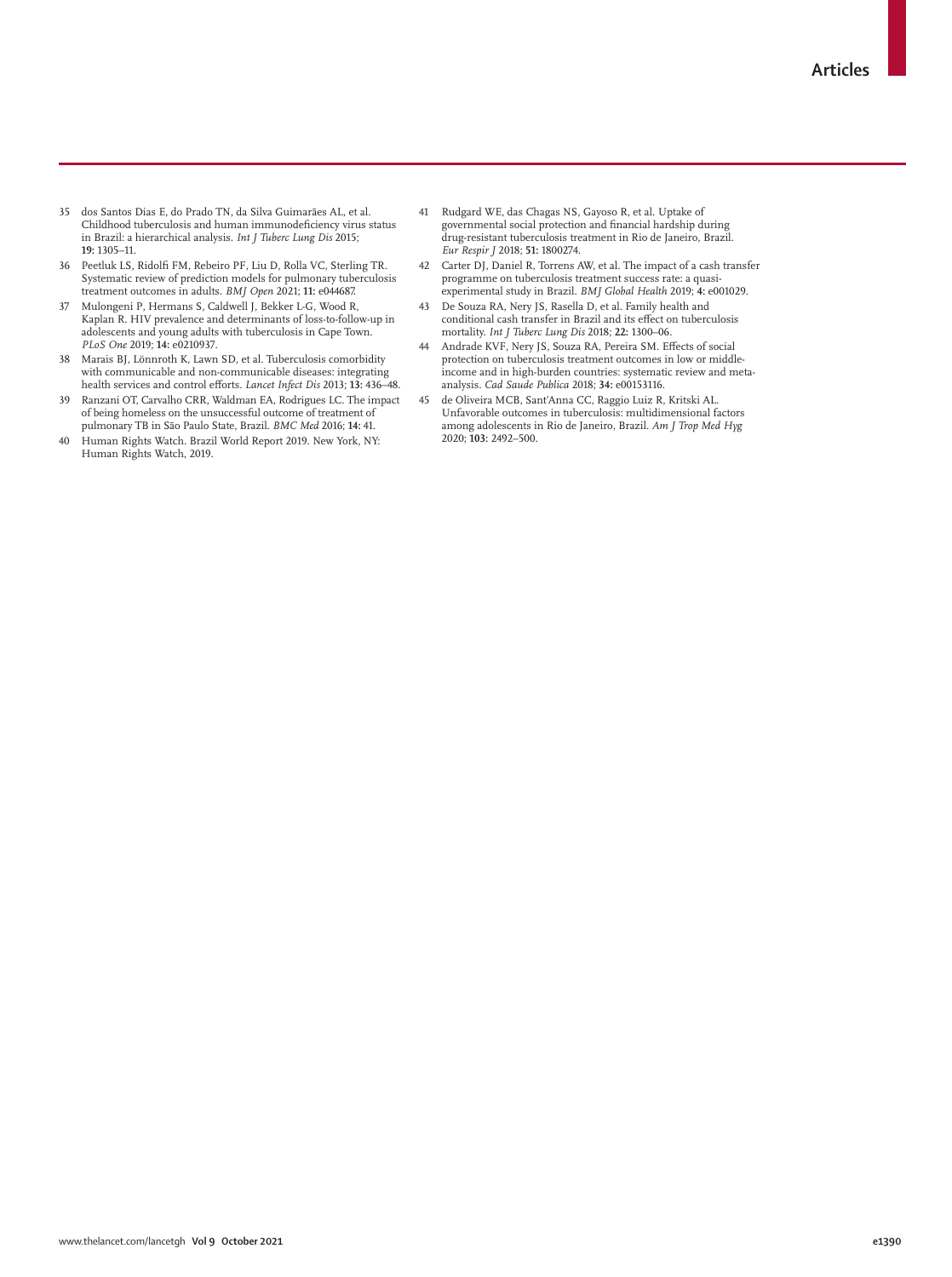35 dos Santos Dias E, do Prado TN, da Silva Guimarães AL, et al. Childhood tuberculosis and human immunodeficiency virus status in Brazil: a hierarchical analysis. *Int J Tuberc Lung Dis* 2015; **19:** 1305–11.

36 Peetluk LS, Ridolfi FM, Rebeiro PF, Liu D, Rolla VC, Sterling TR. Systematic review of prediction models for pulmonary tuberculosis treatment outcomes in adults. *BMJ Open* 2021; **11:** e044687.

37 Mulongeni P, Hermans S, Caldwell J, Bekker L-G, Wood R, Kaplan R. HIV prevalence and determinants of loss-to-follow-up in adolescents and young adults with tuberculosis in Cape Town. *PLoS One* 2019; **14:** e0210937.

38 Marais BJ, Lönnroth K, Lawn SD, et al. Tuberculosis comorbidity with communicable and non-communicable diseases: integrating health services and control efforts. *Lancet Infect Dis* 2013; **13:** 436–48.

39 Ranzani OT, Carvalho CRR, Waldman EA, Rodrigues LC. The impact of being homeless on the unsuccessful outcome of treatment of pulmonary TB in São Paulo State, Brazil. *BMC Med* 2016; **14:** 41.

40 Human Rights Watch. Brazil World Report 2019. New York, NY: Human Rights Watch, 2019.

41 Rudgard WE, das Chagas NS, Gayoso R, et al. Uptake of governmental social protection and financial hardship during drug-resistant tuberculosis treatment in Rio de Janeiro, Brazil. *Eur Respir J* 2018; **51:** 1800274.

42 Carter DJ, Daniel R, Torrens AW, et al. The impact of a cash transfer programme on tuberculosis treatment success rate: a quasi-experimental study in Brazil. *BMJ Global Health* 2019; **4:** e001029.

43 De Souza RA, Nery JS, Rasella D, et al. Family health and conditional cash transfer in Brazil and its effect on tuberculosis mortality. *Int J Tuberc Lung Dis* 2018; **22:** 1300–06.

44 Andrade KVF, Nery JS, Souza RA, Pereira SM. Effects of social protection on tuberculosis treatment outcomes in low or middle-income and in high-burden countries: systematic review and meta-analysis. *Cad Saude Publica* 2018; **34:** e00153116.

45 de Oliveira MCB, Sant'Anna CC, Raggio Luiz R, Kritski AL. Unfavorable outcomes in tuberculosis: multidimensional factors among adolescents in Rio de Janeiro, Brazil. *Am J Trop Med Hyg* 2020; **103:** 2492–500.